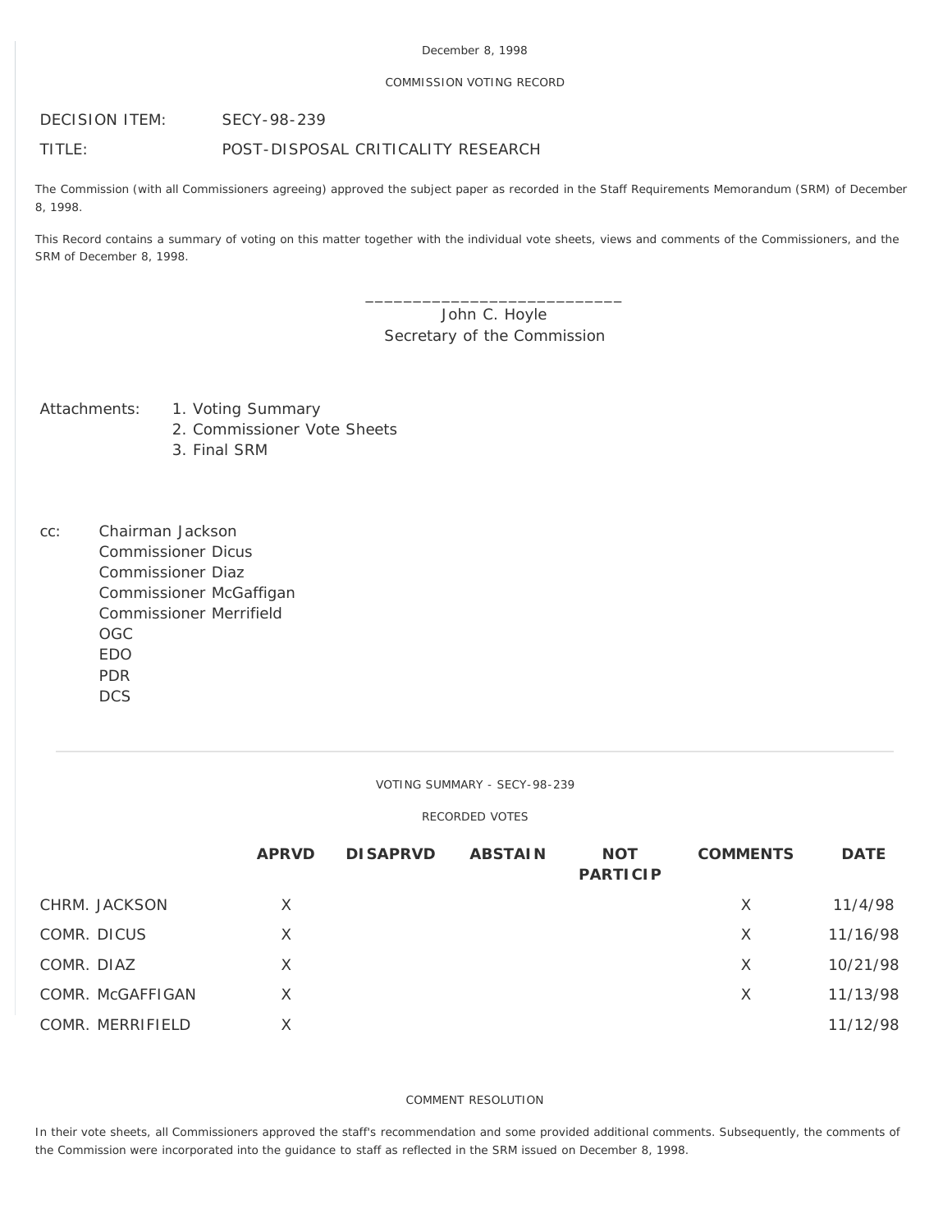December 8, 1998

COMMISSION VOTING RECORD

DECISION ITEM: SECY-98-239

TITLE: POST-DISPOSAL CRITICALITY RESEARCH

The Commission (with all Commissioners agreeing) approved the subject paper as recorded in the Staff Requirements Memorandum (SRM) of December 8, 1998.

This Record contains a summary of voting on this matter together with the individual vote sheets, views and comments of the Commissioners, and the SRM of December 8, 1998.

\_\_\_\_\_\_\_\_\_\_\_\_\_\_\_\_\_\_\_\_\_\_\_\_\_\_\_\_
John C. Hoyle
Secretary of the Commission

Attachments:
1. Voting Summary
2. Commissioner Vote Sheets
3. Final SRM

cc:
Chairman Jackson
Commissioner Dicus
Commissioner Diaz
Commissioner McGaffigan
Commissioner Merrifield
OGC
EDO
PDR
DCS

---

VOTING SUMMARY - SECY-98-239

RECORDED VOTES

| | APRVD | DISAPRVD | ABSTAIN | NOT PARTICIP | COMMENTS | DATE |
|---|---|---|---|---|---|---|
| CHRM. JACKSON | X | | | | X | 11/4/98 |
| COMR. DICUS | X | | | | X | 11/16/98 |
| COMR. DIAZ | X | | | | X | 10/21/98 |
| COMR. McGAFFIGAN | X | | | | X | 11/13/98 |
| COMR. MERRIFIELD | X | | | | | 11/12/98 |

COMMENT RESOLUTION

In their vote sheets, all Commissioners approved the staff's recommendation and some provided additional comments. Subsequently, the comments of the Commission were incorporated into the guidance to staff as reflected in the SRM issued on December 8, 1998.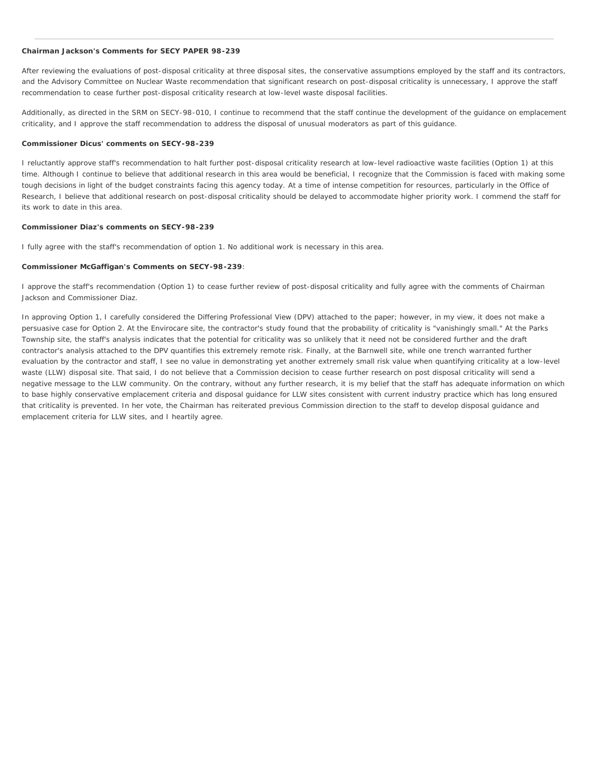**Chairman Jackson's Comments for SECY PAPER 98-239**

After reviewing the evaluations of post-disposal criticality at three disposal sites, the conservative assumptions employed by the staff and its contractors, and the Advisory Committee on Nuclear Waste recommendation that significant research on post-disposal criticality is unnecessary, I approve the staff recommendation to cease further post-disposal criticality research at low-level waste disposal facilities.

Additionally, as directed in the SRM on SECY-98-010, I continue to recommend that the staff continue the development of the guidance on emplacement criticality, and I approve the staff recommendation to address the disposal of unusual moderators as part of this guidance.

**Commissioner Dicus' comments on SECY-98-239**

I reluctantly approve staff's recommendation to halt further post-disposal criticality research at low-level radioactive waste facilities (Option 1) at this time. Although I continue to believe that additional research in this area would be beneficial, I recognize that the Commission is faced with making some tough decisions in light of the budget constraints facing this agency today. At a time of intense competition for resources, particularly in the Office of Research, I believe that additional research on post-disposal criticality should be delayed to accommodate higher priority work. I commend the staff for its work to date in this area.

**Commissioner Diaz's comments on SECY-98-239**

I fully agree with the staff's recommendation of option 1. No additional work is necessary in this area.

**Commissioner McGaffigan's Comments on SECY-98-239**:

I approve the staff's recommendation (Option 1) to cease further review of post-disposal criticality and fully agree with the comments of Chairman Jackson and Commissioner Diaz.

In approving Option 1, I carefully considered the Differing Professional View (DPV) attached to the paper; however, in my view, it does not make a persuasive case for Option 2. At the Envirocare site, the contractor's study found that the probability of criticality is "vanishingly small." At the Parks Township site, the staff's analysis indicates that the potential for criticality was so unlikely that it need not be considered further and the draft contractor's analysis attached to the DPV quantifies this extremely remote risk. Finally, at the Barnwell site, while one trench warranted further evaluation by the contractor and staff, I see no value in demonstrating yet another extremely small risk value when quantifying criticality at a low-level waste (LLW) disposal site. That said, I do not believe that a Commission decision to cease further research on post disposal criticality will send a negative message to the LLW community. On the contrary, without any further research, it is my belief that the staff has adequate information on which to base highly conservative emplacement criteria and disposal guidance for LLW sites consistent with current industry practice which has long ensured that criticality is prevented. In her vote, the Chairman has reiterated previous Commission direction to the staff to develop disposal guidance and emplacement criteria for LLW sites, and I heartily agree.